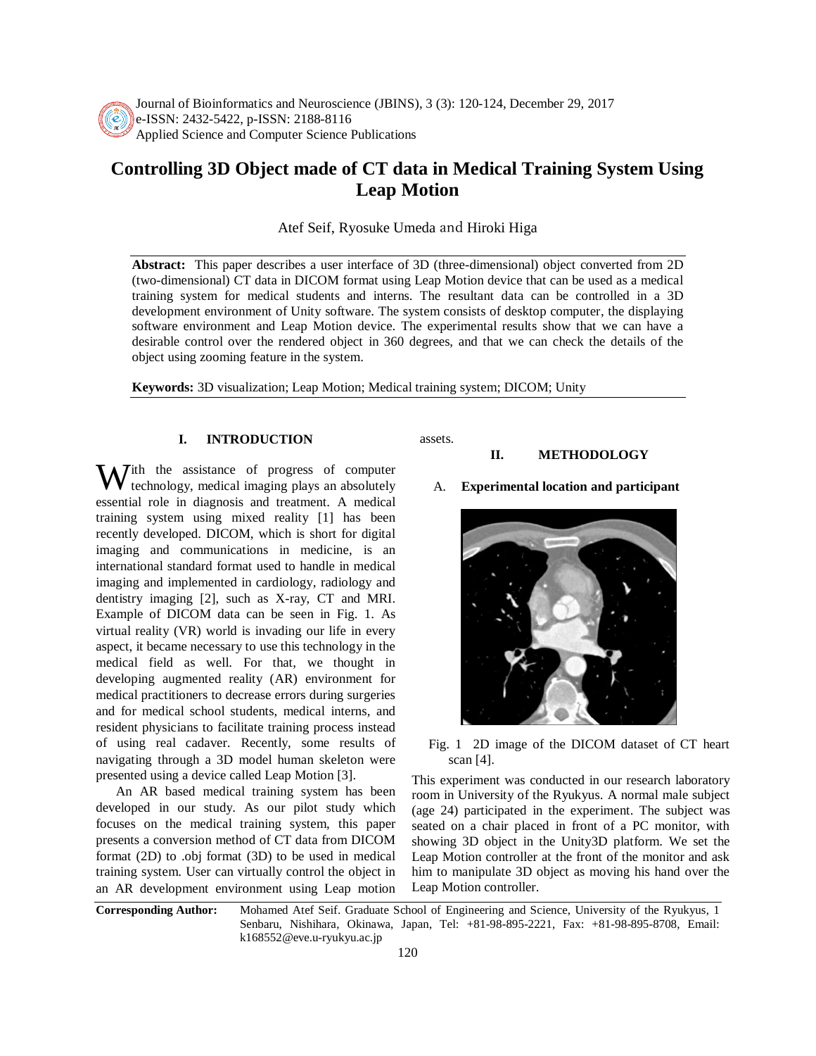# Controlling 3D Object made of CT data in Medical Training System Using Leap Motion

Atef Seif, Ryosuke Umeda and Hiroki Higa

**Abstract:** This paper describes a user interface of 3D (three-dimensional) object converted from 2D (two-dimensional) CT data in DICOM format using Leap Motion device that can be used as a medical training system for medical students and interns. The resultant data can be controlled in a 3D development environment of Unity software. The system consists of desktop computer, the displaying software environment and Leap Motion device. The experimental results show that we can have a desirable control over the rendered object in 360 degrees, and that we can check the details of the object using zooming feature in the system.

**Keywords:** 3D visualization; Leap Motion; Medical training system; DICOM; Unity

## I. INTRODUCTION

With the assistance of progress of computer technology, medical imaging plays an absolutely essential role in diagnosis and treatment. A medical training system using mixed reality [1] has been recently developed. DICOM, which is short for digital imaging and communications in medicine, is an international standard format used to handle in medical imaging and implemented in cardiology, radiology and dentistry imaging [2], such as X-ray, CT and MRI. Example of DICOM data can be seen in Fig. 1. As virtual reality (VR) world is invading our life in every aspect, it became necessary to use this technology in the medical field as well. For that, we thought in developing augmented reality (AR) environment for medical practitioners to decrease errors during surgeries and for medical school students, medical interns, and resident physicians to facilitate training process instead of using real cadaver. Recently, some results of navigating through a 3D model human skeleton were presented using a device called Leap Motion [3].

An AR based medical training system has been developed in our study. As our pilot study which focuses on the medical training system, this paper presents a conversion method of CT data from DICOM format (2D) to .obj format (3D) to be used in medical training system. User can virtually control the object in an AR development environment using Leap motion assets.

## II. METHODOLOGY

### A. Experimental location and participant

Fig. 1 2D image of the DICOM dataset of CT heart scan [4].

This experiment was conducted in our research laboratory room in University of the Ryukyus. A normal male subject (age 24) participated in the experiment. The subject was seated on a chair placed in front of a PC monitor, with showing 3D object in the Unity3D platform. We set the Leap Motion controller at the front of the monitor and ask him to manipulate 3D object as moving his hand over the Leap Motion controller.

**Corresponding Author:** Mohamed Atef Seif. Graduate School of Engineering and Science, University of the Ryukyus, 1 Senbaru, Nishihara, Okinawa, Japan, Tel: +81-98-895-2221, Fax: +81-98-895-8708, Email: k168552@eve.u-ryukyu.ac.jp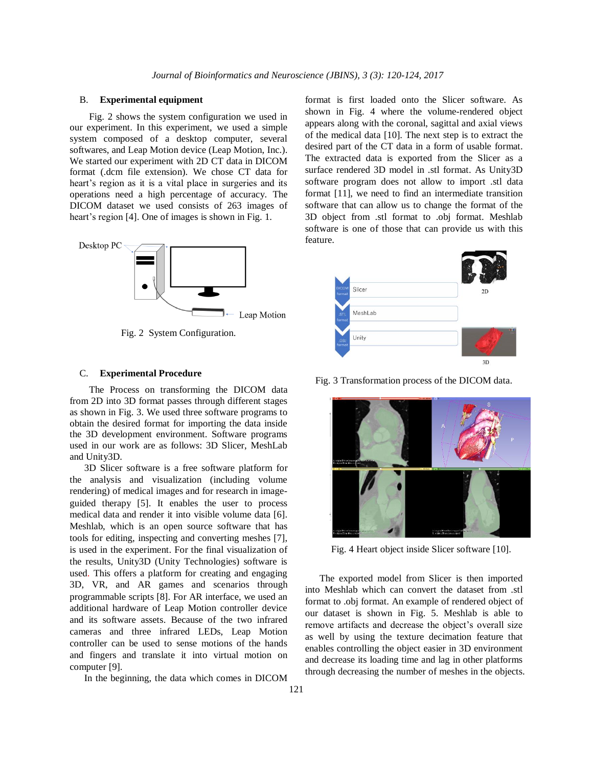### B. Experimental equipment

Fig. 2 shows the system configuration we used in our experiment. In this experiment, we used a simple system composed of a desktop computer, several softwares, and Leap Motion device (Leap Motion, Inc.). We started our experiment with 2D CT data in DICOM format (.dcm file extension). We chose CT data for heart's region as it is a vital place in surgeries and its operations need a high percentage of accuracy. The DICOM dataset we used consists of 263 images of heart's region [4]. One of images is shown in Fig. 1.

Fig. 2 System Configuration.

### C. Experimental Procedure

The Process on transforming the DICOM data from 2D into 3D format passes through different stages as shown in Fig. 3. We used three software programs to obtain the desired format for importing the data inside the 3D development environment. Software programs used in our work are as follows: 3D Slicer, MeshLab and Unity3D.

3D Slicer software is a free software platform for the analysis and visualization (including volume rendering) of medical images and for research in image-guided therapy [5]. It enables the user to process medical data and render it into visible volume data [6]. Meshlab, which is an open source software that has tools for editing, inspecting and converting meshes [7], is used in the experiment. For the final visualization of the results, Unity3D (Unity Technologies) software is used. This offers a platform for creating and engaging 3D, VR, and AR games and scenarios through programmable scripts [8]. For AR interface, we used an additional hardware of Leap Motion controller device and its software assets. Because of the two infrared cameras and three infrared LEDs, Leap Motion controller can be used to sense motions of the hands and fingers and translate it into virtual motion on computer [9].

In the beginning, the data which comes in DICOM format is first loaded onto the Slicer software. As shown in Fig. 4 where the volume-rendered object appears along with the coronal, sagittal and axial views of the medical data [10]. The next step is to extract the desired part of the CT data in a form of usable format. The extracted data is exported from the Slicer as a surface rendered 3D model in .stl format. As Unity3D software program does not allow to import .stl data format [11], we need to find an intermediate transition software that can allow us to change the format of the 3D object from .stl format to .obj format. Meshlab software is one of those that can provide us with this feature.

Fig. 3 Transformation process of the DICOM data.

Fig. 4 Heart object inside Slicer software [10].

The exported model from Slicer is then imported into Meshlab which can convert the dataset from .stl format to .obj format. An example of rendered object of our dataset is shown in Fig. 5. Meshlab is able to remove artifacts and decrease the object's overall size as well by using the texture decimation feature that enables controlling the object easier in 3D environment and decrease its loading time and lag in other platforms through decreasing the number of meshes in the objects.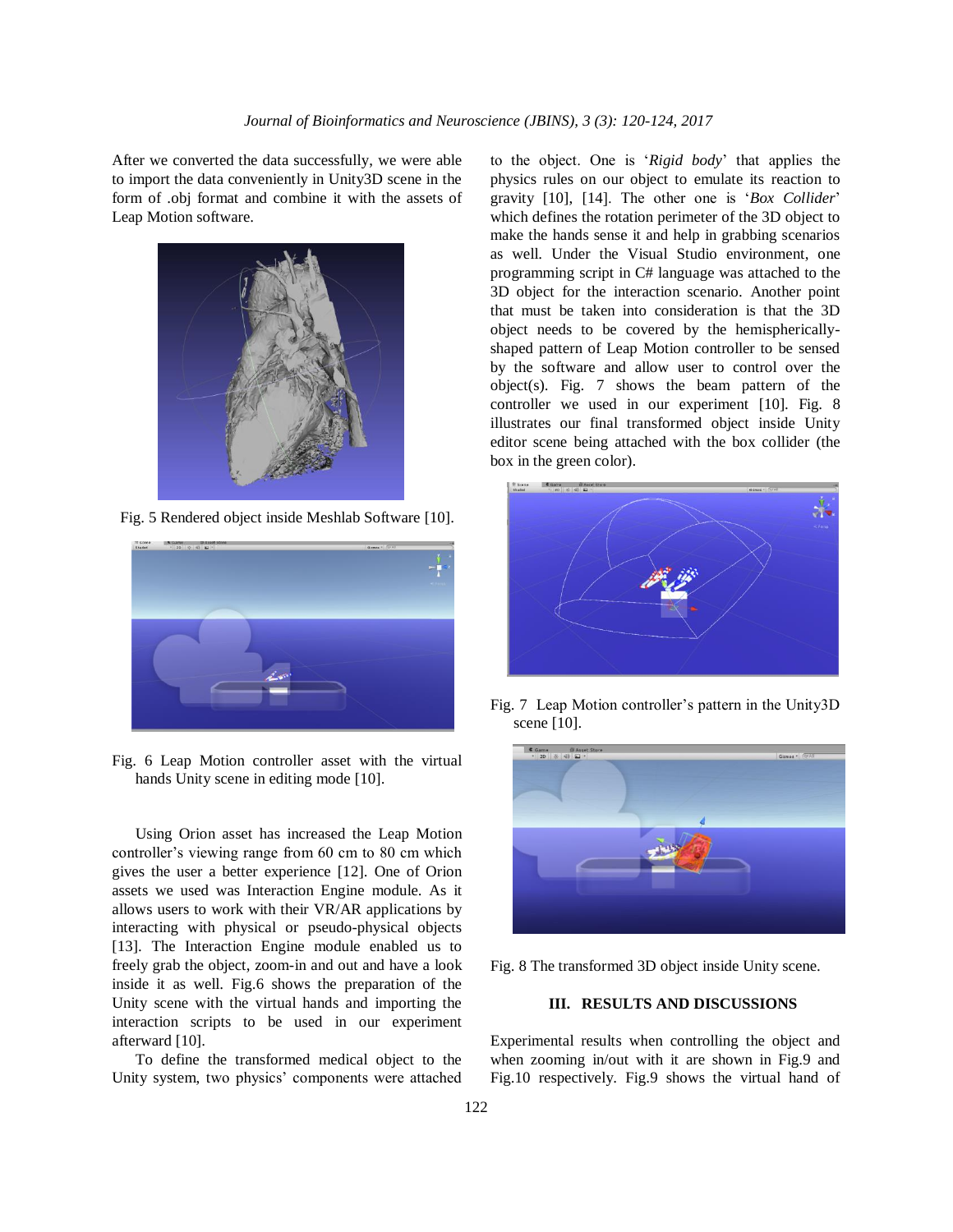After we converted the data successfully, we were able to import the data conveniently in Unity3D scene in the form of .obj format and combine it with the assets of Leap Motion software.

Fig. 5 Rendered object inside Meshlab Software [10].

Fig. 6 Leap Motion controller asset with the virtual hands Unity scene in editing mode [10].

Using Orion asset has increased the Leap Motion controller's viewing range from 60 cm to 80 cm which gives the user a better experience [12]. One of Orion assets we used was Interaction Engine module. As it allows users to work with their VR/AR applications by interacting with physical or pseudo-physical objects [13]. The Interaction Engine module enabled us to freely grab the object, zoom-in and out and have a look inside it as well. Fig.6 shows the preparation of the Unity scene with the virtual hands and importing the interaction scripts to be used in our experiment afterward [10].

To define the transformed medical object to the Unity system, two physics' components were attached to the object. One is '*Rigid body*' that applies the physics rules on our object to emulate its reaction to gravity [10], [14]. The other one is '*Box Collider*' which defines the rotation perimeter of the 3D object to make the hands sense it and help in grabbing scenarios as well. Under the Visual Studio environment, one programming script in C# language was attached to the 3D object for the interaction scenario. Another point that must be taken into consideration is that the 3D object needs to be covered by the hemispherically-shaped pattern of Leap Motion controller to be sensed by the software and allow user to control over the object(s). Fig. 7 shows the beam pattern of the controller we used in our experiment [10]. Fig. 8 illustrates our final transformed object inside Unity editor scene being attached with the box collider (the box in the green color).

Fig. 7 Leap Motion controller's pattern in the Unity3D scene [10].

Fig. 8 The transformed 3D object inside Unity scene.

## III. RESULTS AND DISCUSSIONS

Experimental results when controlling the object and when zooming in/out with it are shown in Fig.9 and Fig.10 respectively. Fig.9 shows the virtual hand of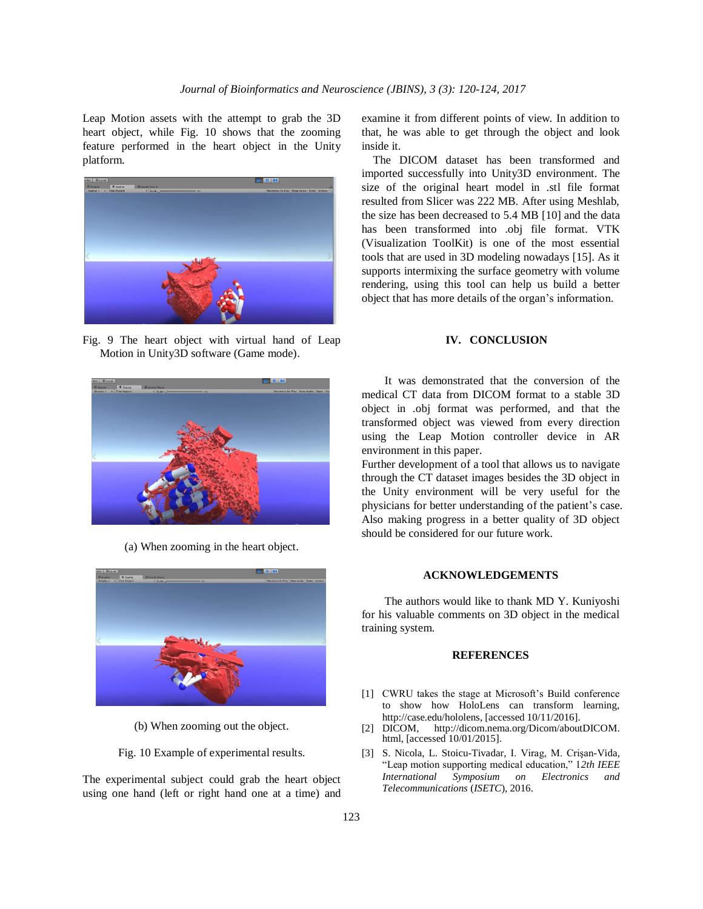Leap Motion assets with the attempt to grab the 3D heart object, while Fig. 10 shows that the zooming feature performed in the heart object in the Unity platform.

Fig. 9 The heart object with virtual hand of Leap Motion in Unity3D software (Game mode).

(a) When zooming in the heart object.

(b) When zooming out the object.

Fig. 10 Example of experimental results.

The experimental subject could grab the heart object using one hand (left or right hand one at a time) and examine it from different points of view. In addition to that, he was able to get through the object and look inside it.

The DICOM dataset has been transformed and imported successfully into Unity3D environment. The size of the original heart model in .stl file format resulted from Slicer was 222 MB. After using Meshlab, the size has been decreased to 5.4 MB [10] and the data has been transformed into .obj file format. VTK (Visualization ToolKit) is one of the most essential tools that are used in 3D modeling nowadays [15]. As it supports intermixing the surface geometry with volume rendering, using this tool can help us build a better object that has more details of the organ's information.

## IV. CONCLUSION

It was demonstrated that the conversion of the medical CT data from DICOM format to a stable 3D object in .obj format was performed, and that the transformed object was viewed from every direction using the Leap Motion controller device in AR environment in this paper.

Further development of a tool that allows us to navigate through the CT dataset images besides the 3D object in the Unity environment will be very useful for the physicians for better understanding of the patient's case. Also making progress in a better quality of 3D object should be considered for our future work.

## ACKNOWLEDGEMENTS

The authors would like to thank MD Y. Kuniyoshi for his valuable comments on 3D object in the medical training system.

## REFERENCES

[1] CWRU takes the stage at Microsoft's Build conference to show how HoloLens can transform learning, http://case.edu/hololens, [accessed 10/11/2016].

[2] DICOM, http://dicom.nema.org/Dicom/aboutDICOM.html, [accessed 10/01/2015].

[3] S. Nicola, L. Stoicu-Tivadar, I. Virag, M. Crişan-Vida, "Leap motion supporting medical education," *12th IEEE International Symposium on Electronics and Telecommunications (ISETC)*, 2016.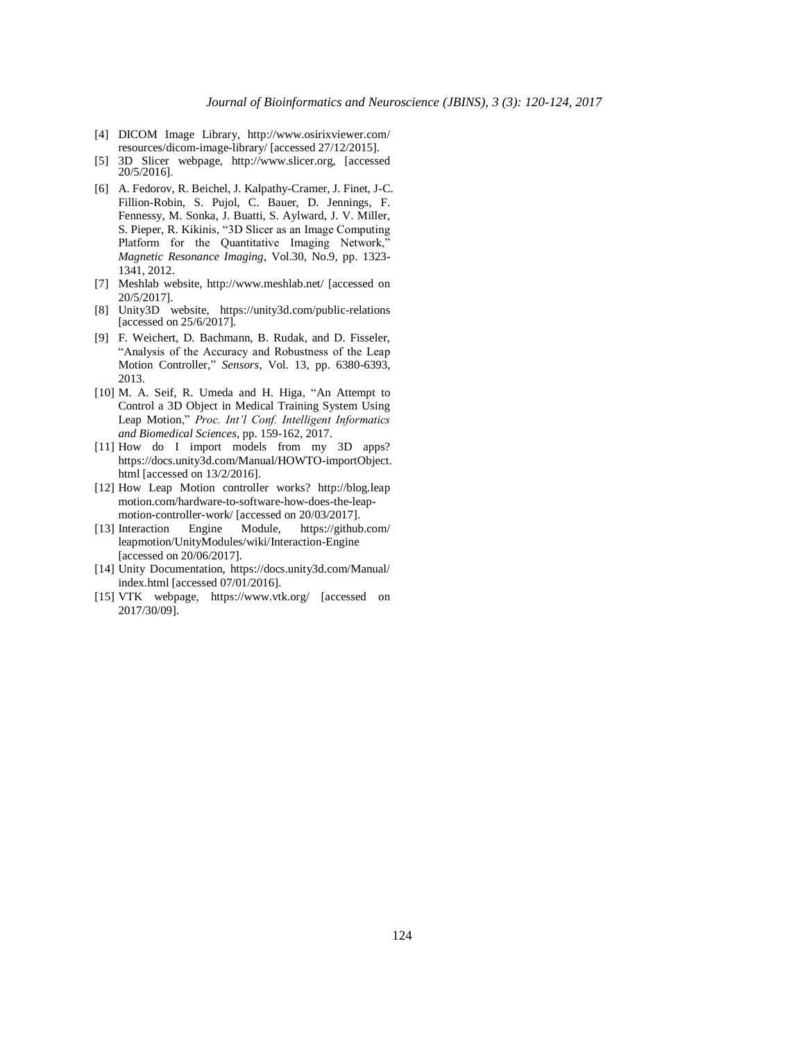[4] DICOM Image Library, http://www.osirixviewer.com/resources/dicom-image-library/ [accessed 27/12/2015].

[5] 3D Slicer webpage, http://www.slicer.org, [accessed 20/5/2016].

[6] A. Fedorov, R. Beichel, J. Kalpathy-Cramer, J. Finet, J-C. Fillion-Robin, S. Pujol, C. Bauer, D. Jennings, F. Fennessy, M. Sonka, J. Buatti, S. Aylward, J. V. Miller, S. Pieper, R. Kikinis, "3D Slicer as an Image Computing Platform for the Quantitative Imaging Network," *Magnetic Resonance Imaging*, Vol.30, No.9, pp. 1323-1341, 2012.

[7] Meshlab website, http://www.meshlab.net/ [accessed on 20/5/2017].

[8] Unity3D website, https://unity3d.com/public-relations [accessed on 25/6/2017].

[9] F. Weichert, D. Bachmann, B. Rudak, and D. Fisseler, "Analysis of the Accuracy and Robustness of the Leap Motion Controller," *Sensors*, Vol. 13, pp. 6380-6393, 2013.

[10] M. A. Seif, R. Umeda and H. Higa, "An Attempt to Control a 3D Object in Medical Training System Using Leap Motion," *Proc. Int'l Conf. Intelligent Informatics and Biomedical Sciences*, pp. 159-162, 2017.

[11] How do I import models from my 3D apps? https://docs.unity3d.com/Manual/HOWTO-importObject.html [accessed on 13/2/2016].

[12] How Leap Motion controller works? http://blog.leapmotion.com/hardware-to-software-how-does-the-leap-motion-controller-work/ [accessed on 20/03/2017].

[13] Interaction Engine Module, https://github.com/leapmotion/UnityModules/wiki/Interaction-Engine [accessed on 20/06/2017].

[14] Unity Documentation, https://docs.unity3d.com/Manual/index.html [accessed 07/01/2016].

[15] VTK webpage, https://www.vtk.org/ [accessed on 2017/30/09].